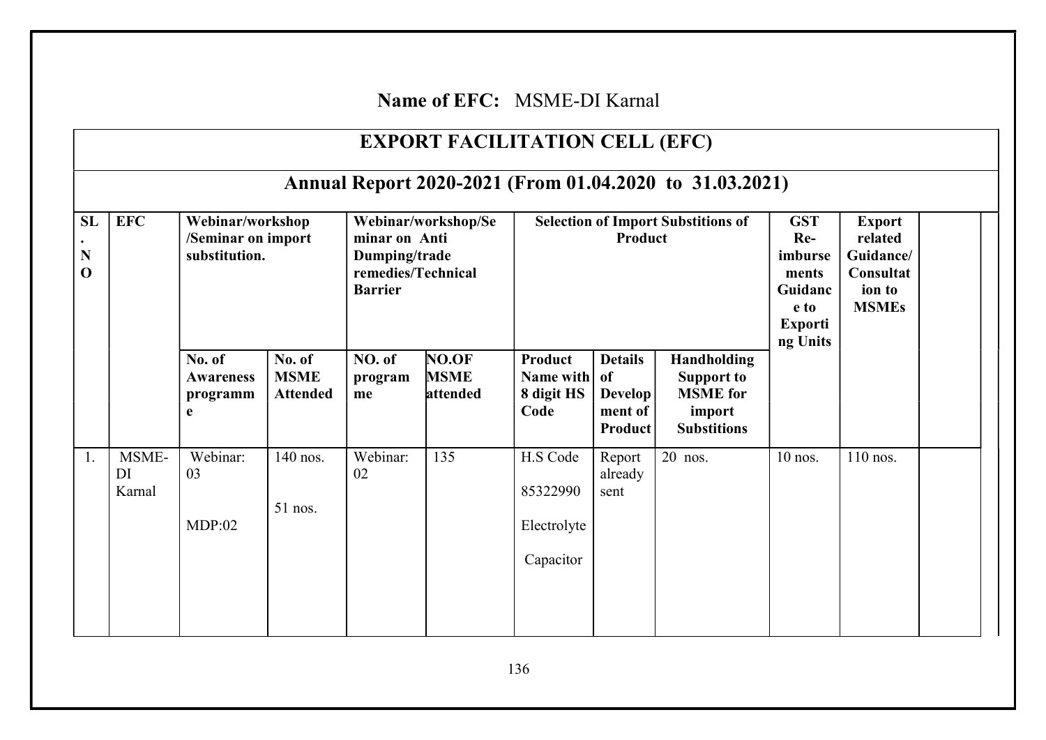**Name of EFC:** MSME-DI Karnal

| **EXPORT FACILITATION CELL (EFC)** | | | | | | | | | | | | |
|---|---|---|---|---|---|---|---|---|---|---|---|---|
| **Annual Report 2020-2021 (From 01.04.2020 to 31.03.2021)** | | | | | | | | | | | | |
| **SL. NO** | **EFC** | **Webinar/workshop /Seminar on import substitution.** | | **Webinar/workshop/Seminar on Anti Dumping/trade remedies/Technical Barrier** | | **Selection of Import Substitions of Product** | | | **GST Re-imbursements Guidance to Exporting Units** | **Export related Guidance/ Consultation to MSMEs** | | |
| | | **No. of Awareness programme** | **No. of MSME Attended** | **NO. of programme** | **NO.OF MSME attended** | **Product Name with 8 digit HS Code** | **Details of Development of Product** | **Handholding Support to MSME for import Substitions** | | | | |
| 1. | MSME-DI Karnal | Webinar: 03<br><br>MDP:02 | 140 nos.<br><br>51 nos. | Webinar: 02 | 135 | H.S Code<br><br>85322990<br><br>Electrolyte<br><br>Capacitor | Report already sent | 20 nos. | 10 nos. | 110 nos. | | |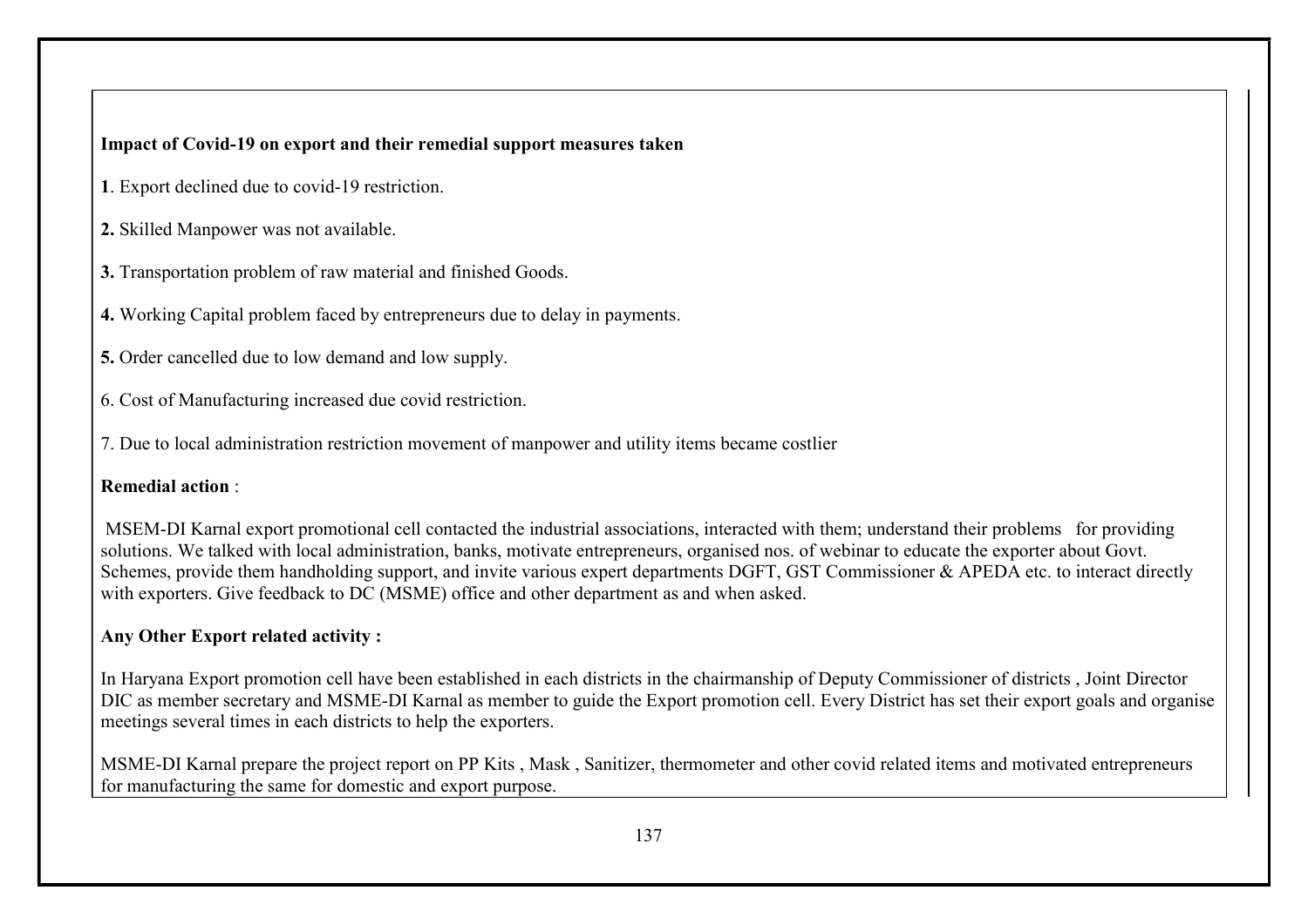**Impact of Covid-19 on export and their remedial support measures taken**

**1**. Export declined due to covid-19 restriction.

**2.** Skilled Manpower was not available.

**3.** Transportation problem of raw material and finished Goods.

**4.** Working Capital problem faced by entrepreneurs due to delay in payments.

**5.** Order cancelled due to low demand and low supply.

6. Cost of Manufacturing increased due covid restriction.

7. Due to local administration restriction movement of manpower and utility items became costlier

**Remedial action** :

MSEM-DI Karnal export promotional cell contacted the industrial associations, interacted with them; understand their problems for providing solutions. We talked with local administration, banks, motivate entrepreneurs, organised nos. of webinar to educate the exporter about Govt. Schemes, provide them handholding support, and invite various expert departments DGFT, GST Commissioner & APEDA etc. to interact directly with exporters. Give feedback to DC (MSME) office and other department as and when asked.

**Any Other Export related activity :**

In Haryana Export promotion cell have been established in each districts in the chairmanship of Deputy Commissioner of districts , Joint Director DIC as member secretary and MSME-DI Karnal as member to guide the Export promotion cell. Every District has set their export goals and organise meetings several times in each districts to help the exporters.

MSME-DI Karnal prepare the project report on PP Kits , Mask , Sanitizer, thermometer and other covid related items and motivated entrepreneurs for manufacturing the same for domestic and export purpose.